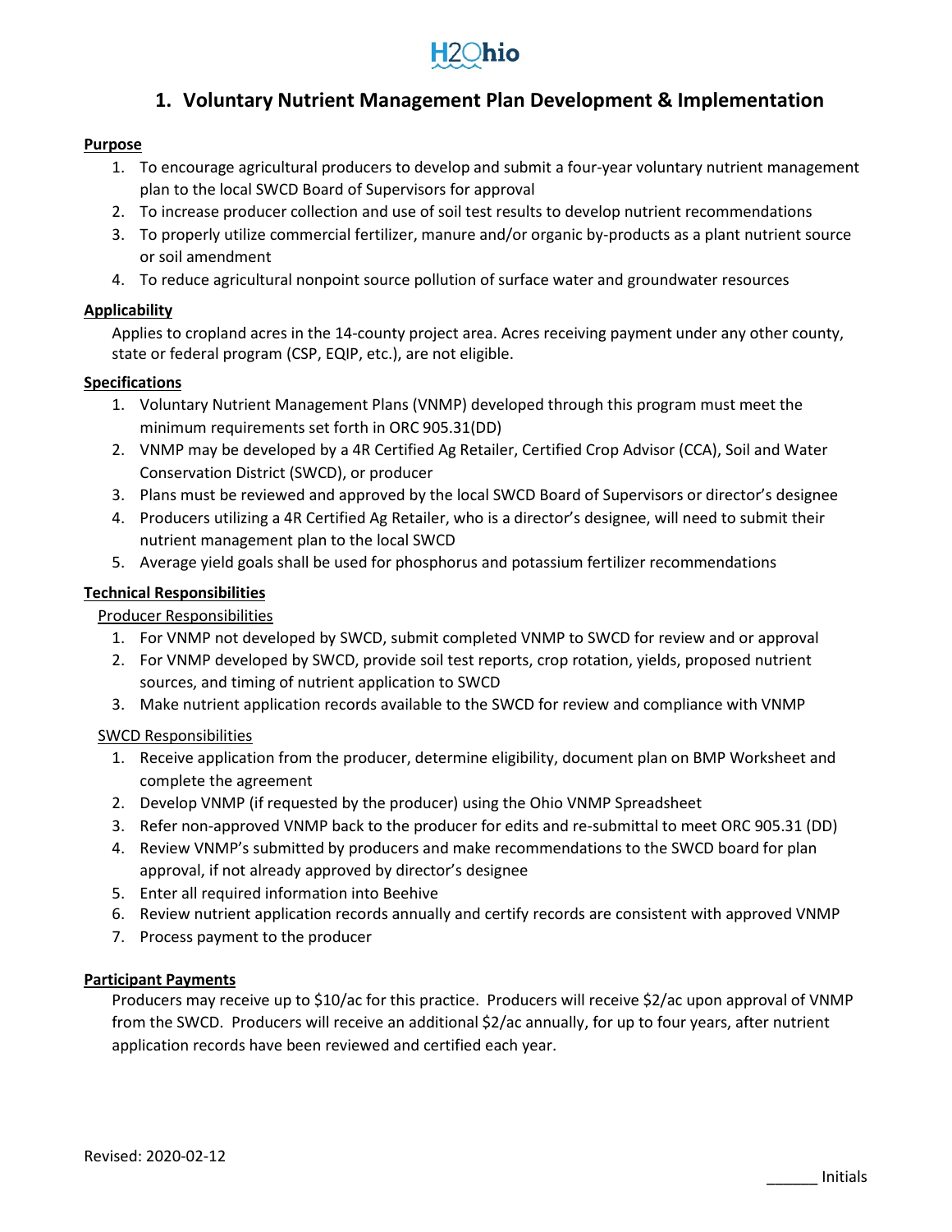H2Ohio

# 1. Voluntary Nutrient Management Plan Development & Implementation

**Purpose**

1. To encourage agricultural producers to develop and submit a four-year voluntary nutrient management plan to the local SWCD Board of Supervisors for approval
2. To increase producer collection and use of soil test results to develop nutrient recommendations
3. To properly utilize commercial fertilizer, manure and/or organic by-products as a plant nutrient source or soil amendment
4. To reduce agricultural nonpoint source pollution of surface water and groundwater resources

**Applicability**

Applies to cropland acres in the 14-county project area. Acres receiving payment under any other county, state or federal program (CSP, EQIP, etc.), are not eligible.

**Specifications**

1. Voluntary Nutrient Management Plans (VNMP) developed through this program must meet the minimum requirements set forth in ORC 905.31(DD)
2. VNMP may be developed by a 4R Certified Ag Retailer, Certified Crop Advisor (CCA), Soil and Water Conservation District (SWCD), or producer
3. Plans must be reviewed and approved by the local SWCD Board of Supervisors or director's designee
4. Producers utilizing a 4R Certified Ag Retailer, who is a director's designee, will need to submit their nutrient management plan to the local SWCD
5. Average yield goals shall be used for phosphorus and potassium fertilizer recommendations

**Technical Responsibilities**

Producer Responsibilities

1. For VNMP not developed by SWCD, submit completed VNMP to SWCD for review and or approval
2. For VNMP developed by SWCD, provide soil test reports, crop rotation, yields, proposed nutrient sources, and timing of nutrient application to SWCD
3. Make nutrient application records available to the SWCD for review and compliance with VNMP

SWCD Responsibilities

1. Receive application from the producer, determine eligibility, document plan on BMP Worksheet and complete the agreement
2. Develop VNMP (if requested by the producer) using the Ohio VNMP Spreadsheet
3. Refer non-approved VNMP back to the producer for edits and re-submittal to meet ORC 905.31 (DD)
4. Review VNMP's submitted by producers and make recommendations to the SWCD board for plan approval, if not already approved by director's designee
5. Enter all required information into Beehive
6. Review nutrient application records annually and certify records are consistent with approved VNMP
7. Process payment to the producer

**Participant Payments**

Producers may receive up to $10/ac for this practice. Producers will receive $2/ac upon approval of VNMP from the SWCD. Producers will receive an additional $2/ac annually, for up to four years, after nutrient application records have been reviewed and certified each year.

Revised: 2020-02-12

______ Initials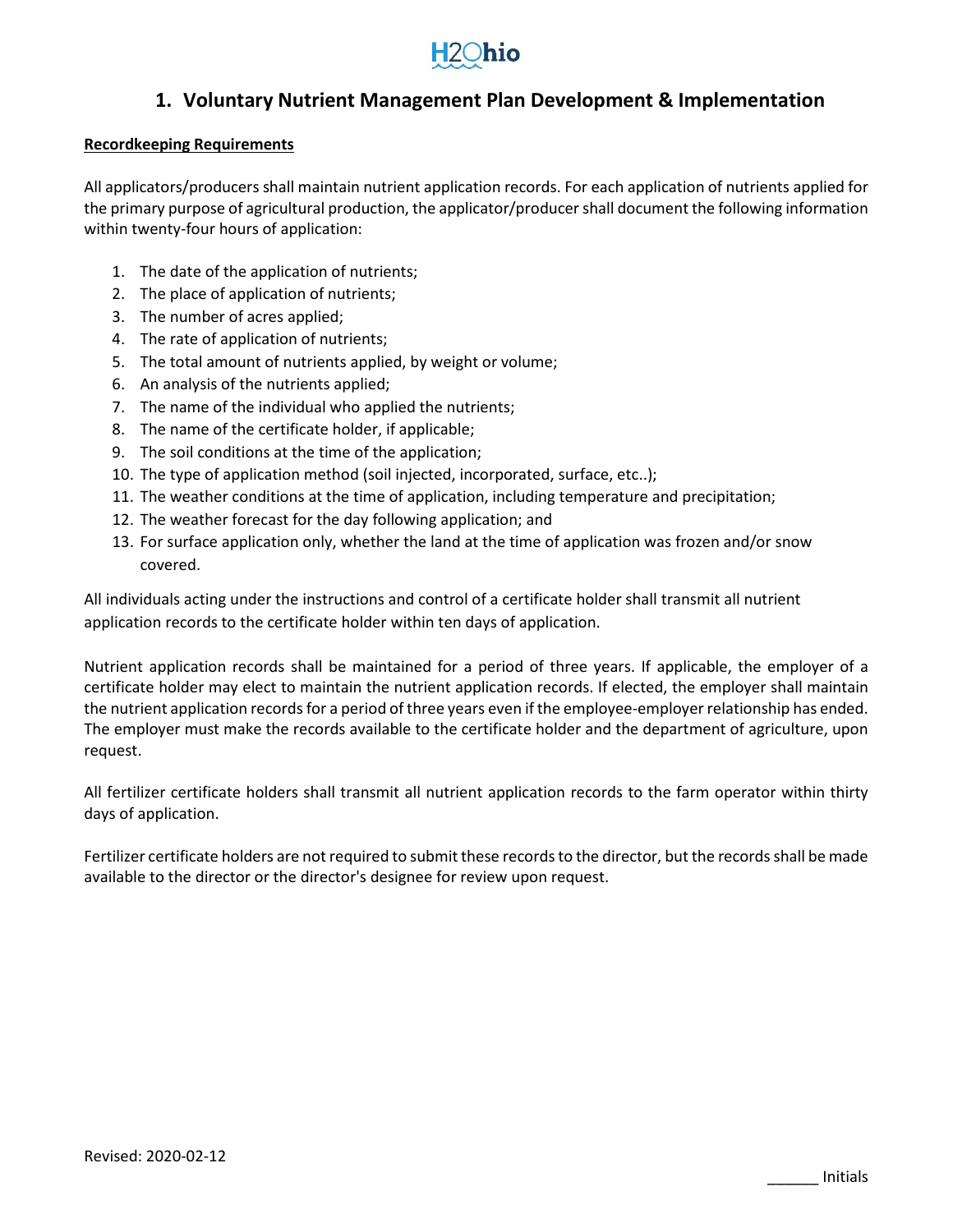# 1. Voluntary Nutrient Management Plan Development & Implementation

**Recordkeeping Requirements**

All applicators/producers shall maintain nutrient application records. For each application of nutrients applied for the primary purpose of agricultural production, the applicator/producer shall document the following information within twenty-four hours of application:

1. The date of the application of nutrients;
2. The place of application of nutrients;
3. The number of acres applied;
4. The rate of application of nutrients;
5. The total amount of nutrients applied, by weight or volume;
6. An analysis of the nutrients applied;
7. The name of the individual who applied the nutrients;
8. The name of the certificate holder, if applicable;
9. The soil conditions at the time of the application;
10. The type of application method (soil injected, incorporated, surface, etc..);
11. The weather conditions at the time of application, including temperature and precipitation;
12. The weather forecast for the day following application; and
13. For surface application only, whether the land at the time of application was frozen and/or snow covered.

All individuals acting under the instructions and control of a certificate holder shall transmit all nutrient application records to the certificate holder within ten days of application.

Nutrient application records shall be maintained for a period of three years. If applicable, the employer of a certificate holder may elect to maintain the nutrient application records. If elected, the employer shall maintain the nutrient application records for a period of three years even if the employee-employer relationship has ended. The employer must make the records available to the certificate holder and the department of agriculture, upon request.

All fertilizer certificate holders shall transmit all nutrient application records to the farm operator within thirty days of application.

Fertilizer certificate holders are not required to submit these records to the director, but the records shall be made available to the director or the director's designee for review upon request.

Revised: 2020-02-12

______ Initials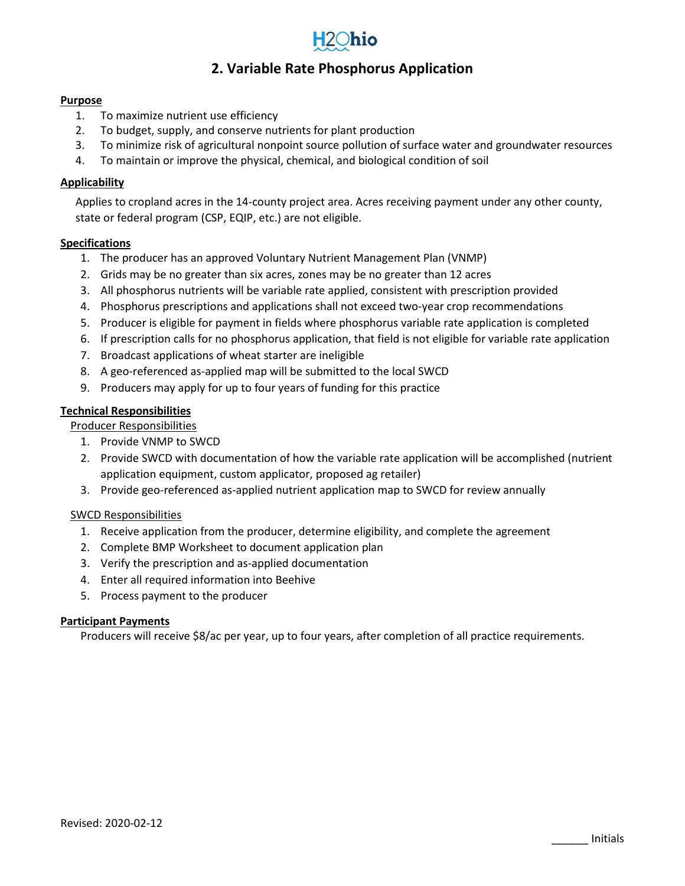H2Ohio

# 2. Variable Rate Phosphorus Application

**Purpose**

1. To maximize nutrient use efficiency
2. To budget, supply, and conserve nutrients for plant production
3. To minimize risk of agricultural nonpoint source pollution of surface water and groundwater resources
4. To maintain or improve the physical, chemical, and biological condition of soil

**Applicability**

Applies to cropland acres in the 14-county project area. Acres receiving payment under any other county, state or federal program (CSP, EQIP, etc.) are not eligible.

**Specifications**

1. The producer has an approved Voluntary Nutrient Management Plan (VNMP)
2. Grids may be no greater than six acres, zones may be no greater than 12 acres
3. All phosphorus nutrients will be variable rate applied, consistent with prescription provided
4. Phosphorus prescriptions and applications shall not exceed two-year crop recommendations
5. Producer is eligible for payment in fields where phosphorus variable rate application is completed
6. If prescription calls for no phosphorus application, that field is not eligible for variable rate application
7. Broadcast applications of wheat starter are ineligible
8. A geo-referenced as-applied map will be submitted to the local SWCD
9. Producers may apply for up to four years of funding for this practice

**Technical Responsibilities**

Producer Responsibilities

1. Provide VNMP to SWCD
2. Provide SWCD with documentation of how the variable rate application will be accomplished (nutrient application equipment, custom applicator, proposed ag retailer)
3. Provide geo-referenced as-applied nutrient application map to SWCD for review annually

SWCD Responsibilities

1. Receive application from the producer, determine eligibility, and complete the agreement
2. Complete BMP Worksheet to document application plan
3. Verify the prescription and as-applied documentation
4. Enter all required information into Beehive
5. Process payment to the producer

**Participant Payments**

Producers will receive $8/ac per year, up to four years, after completion of all practice requirements.

Revised: 2020-02-12

______ Initials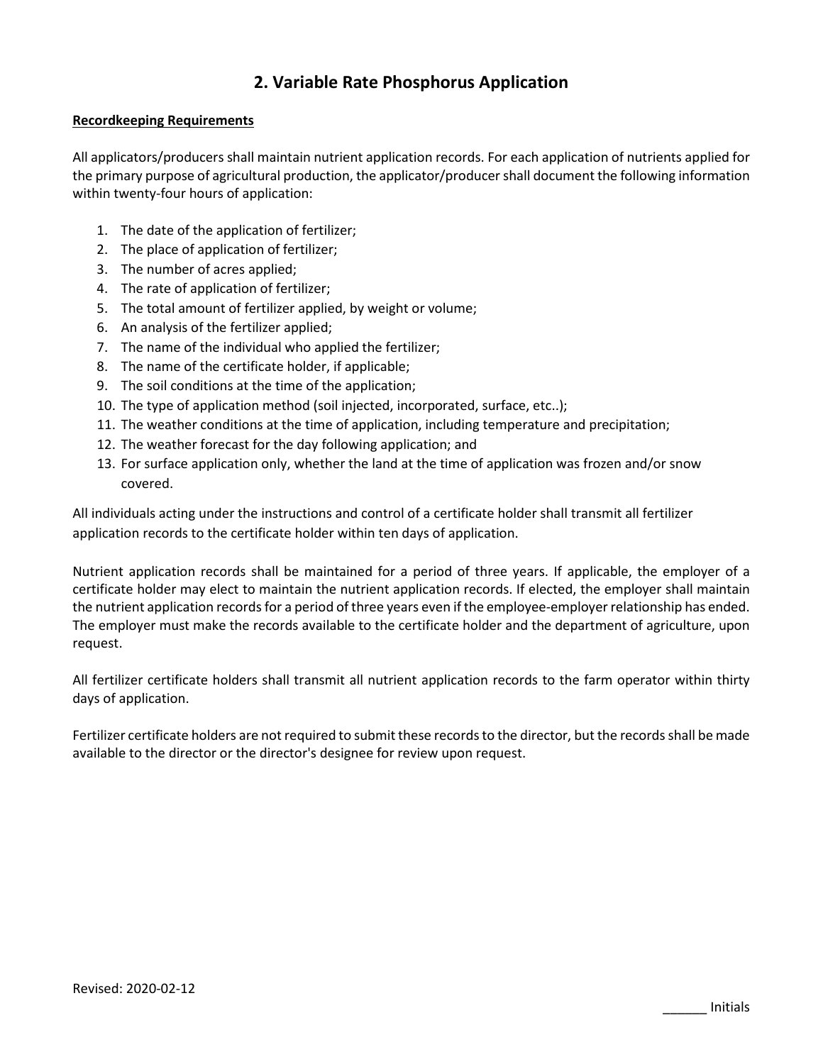# 2. Variable Rate Phosphorus Application

**Recordkeeping Requirements**

All applicators/producers shall maintain nutrient application records. For each application of nutrients applied for the primary purpose of agricultural production, the applicator/producer shall document the following information within twenty-four hours of application:

1. The date of the application of fertilizer;
2. The place of application of fertilizer;
3. The number of acres applied;
4. The rate of application of fertilizer;
5. The total amount of fertilizer applied, by weight or volume;
6. An analysis of the fertilizer applied;
7. The name of the individual who applied the fertilizer;
8. The name of the certificate holder, if applicable;
9. The soil conditions at the time of the application;
10. The type of application method (soil injected, incorporated, surface, etc..);
11. The weather conditions at the time of application, including temperature and precipitation;
12. The weather forecast for the day following application; and
13. For surface application only, whether the land at the time of application was frozen and/or snow covered.

All individuals acting under the instructions and control of a certificate holder shall transmit all fertilizer application records to the certificate holder within ten days of application.

Nutrient application records shall be maintained for a period of three years. If applicable, the employer of a certificate holder may elect to maintain the nutrient application records. If elected, the employer shall maintain the nutrient application records for a period of three years even if the employee-employer relationship has ended. The employer must make the records available to the certificate holder and the department of agriculture, upon request.

All fertilizer certificate holders shall transmit all nutrient application records to the farm operator within thirty days of application.

Fertilizer certificate holders are not required to submit these records to the director, but the records shall be made available to the director or the director's designee for review upon request.

Revised: 2020-02-12

______ Initials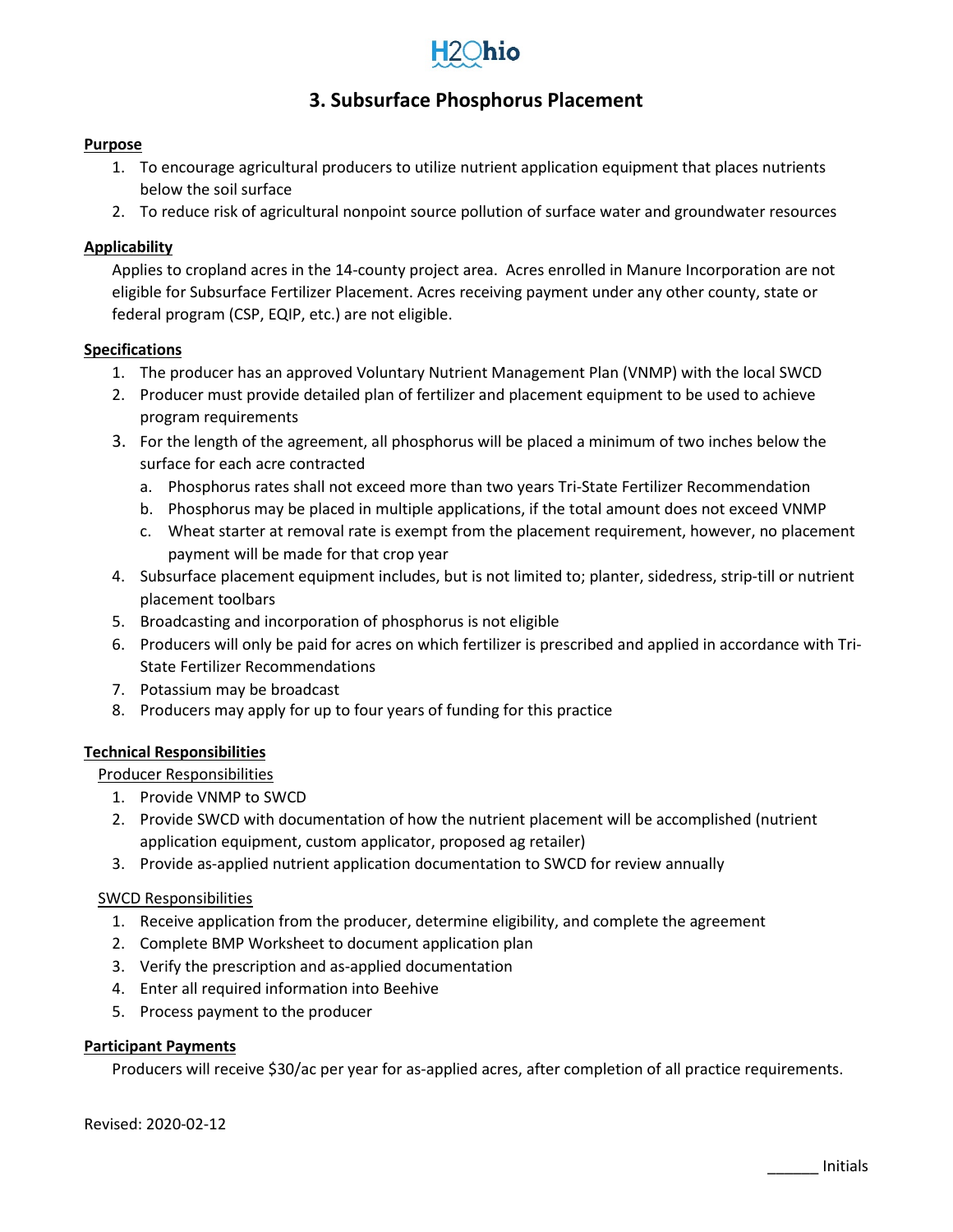H2Ohio

# 3. Subsurface Phosphorus Placement

**Purpose**

1. To encourage agricultural producers to utilize nutrient application equipment that places nutrients below the soil surface
2. To reduce risk of agricultural nonpoint source pollution of surface water and groundwater resources

**Applicability**

Applies to cropland acres in the 14-county project area. Acres enrolled in Manure Incorporation are not eligible for Subsurface Fertilizer Placement. Acres receiving payment under any other county, state or federal program (CSP, EQIP, etc.) are not eligible.

**Specifications**

1. The producer has an approved Voluntary Nutrient Management Plan (VNMP) with the local SWCD
2. Producer must provide detailed plan of fertilizer and placement equipment to be used to achieve program requirements
3. For the length of the agreement, all phosphorus will be placed a minimum of two inches below the surface for each acre contracted
   a. Phosphorus rates shall not exceed more than two years Tri-State Fertilizer Recommendation
   b. Phosphorus may be placed in multiple applications, if the total amount does not exceed VNMP
   c. Wheat starter at removal rate is exempt from the placement requirement, however, no placement payment will be made for that crop year
4. Subsurface placement equipment includes, but is not limited to; planter, sidedress, strip-till or nutrient placement toolbars
5. Broadcasting and incorporation of phosphorus is not eligible
6. Producers will only be paid for acres on which fertilizer is prescribed and applied in accordance with Tri-State Fertilizer Recommendations
7. Potassium may be broadcast
8. Producers may apply for up to four years of funding for this practice

**Technical Responsibilities**

Producer Responsibilities

1. Provide VNMP to SWCD
2. Provide SWCD with documentation of how the nutrient placement will be accomplished (nutrient application equipment, custom applicator, proposed ag retailer)
3. Provide as-applied nutrient application documentation to SWCD for review annually

SWCD Responsibilities

1. Receive application from the producer, determine eligibility, and complete the agreement
2. Complete BMP Worksheet to document application plan
3. Verify the prescription and as-applied documentation
4. Enter all required information into Beehive
5. Process payment to the producer

**Participant Payments**

Producers will receive $30/ac per year for as-applied acres, after completion of all practice requirements.

Revised: 2020-02-12

______ Initials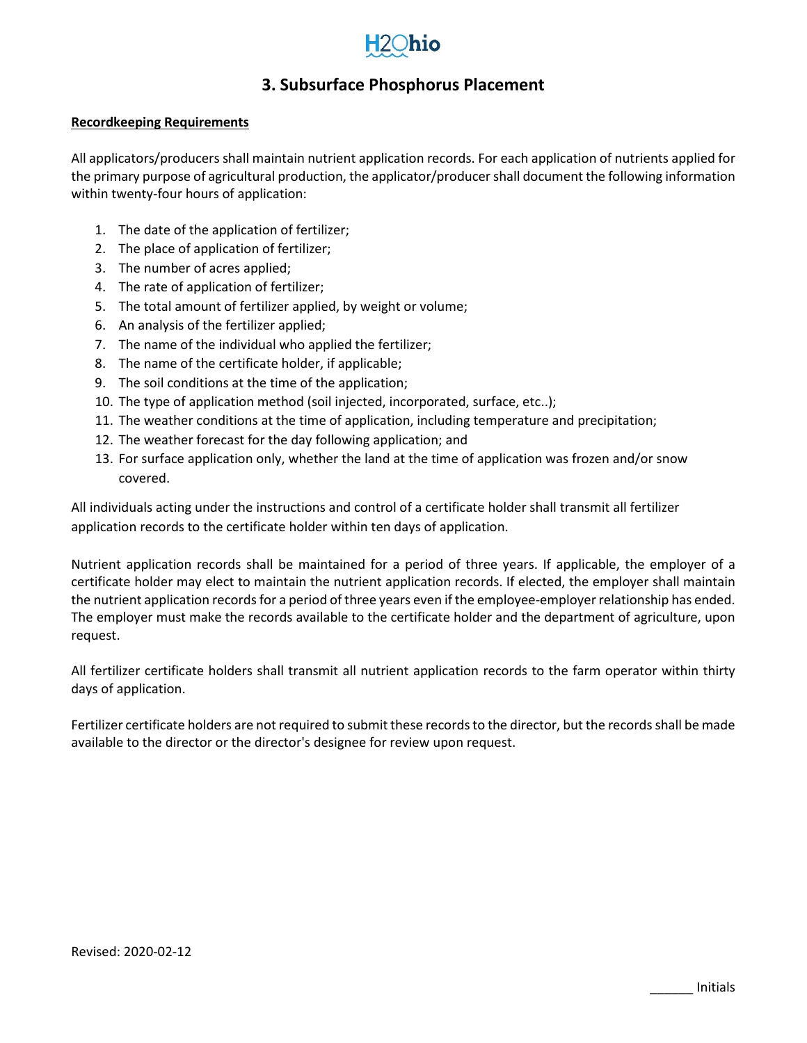# 3. Subsurface Phosphorus Placement

**Recordkeeping Requirements**

All applicators/producers shall maintain nutrient application records. For each application of nutrients applied for the primary purpose of agricultural production, the applicator/producer shall document the following information within twenty-four hours of application:

1. The date of the application of fertilizer;
2. The place of application of fertilizer;
3. The number of acres applied;
4. The rate of application of fertilizer;
5. The total amount of fertilizer applied, by weight or volume;
6. An analysis of the fertilizer applied;
7. The name of the individual who applied the fertilizer;
8. The name of the certificate holder, if applicable;
9. The soil conditions at the time of the application;
10. The type of application method (soil injected, incorporated, surface, etc..);
11. The weather conditions at the time of application, including temperature and precipitation;
12. The weather forecast for the day following application; and
13. For surface application only, whether the land at the time of application was frozen and/or snow covered.

All individuals acting under the instructions and control of a certificate holder shall transmit all fertilizer application records to the certificate holder within ten days of application.

Nutrient application records shall be maintained for a period of three years. If applicable, the employer of a certificate holder may elect to maintain the nutrient application records. If elected, the employer shall maintain the nutrient application records for a period of three years even if the employee-employer relationship has ended. The employer must make the records available to the certificate holder and the department of agriculture, upon request.

All fertilizer certificate holders shall transmit all nutrient application records to the farm operator within thirty days of application.

Fertilizer certificate holders are not required to submit these records to the director, but the records shall be made available to the director or the director's designee for review upon request.

Revised: 2020-02-12

______ Initials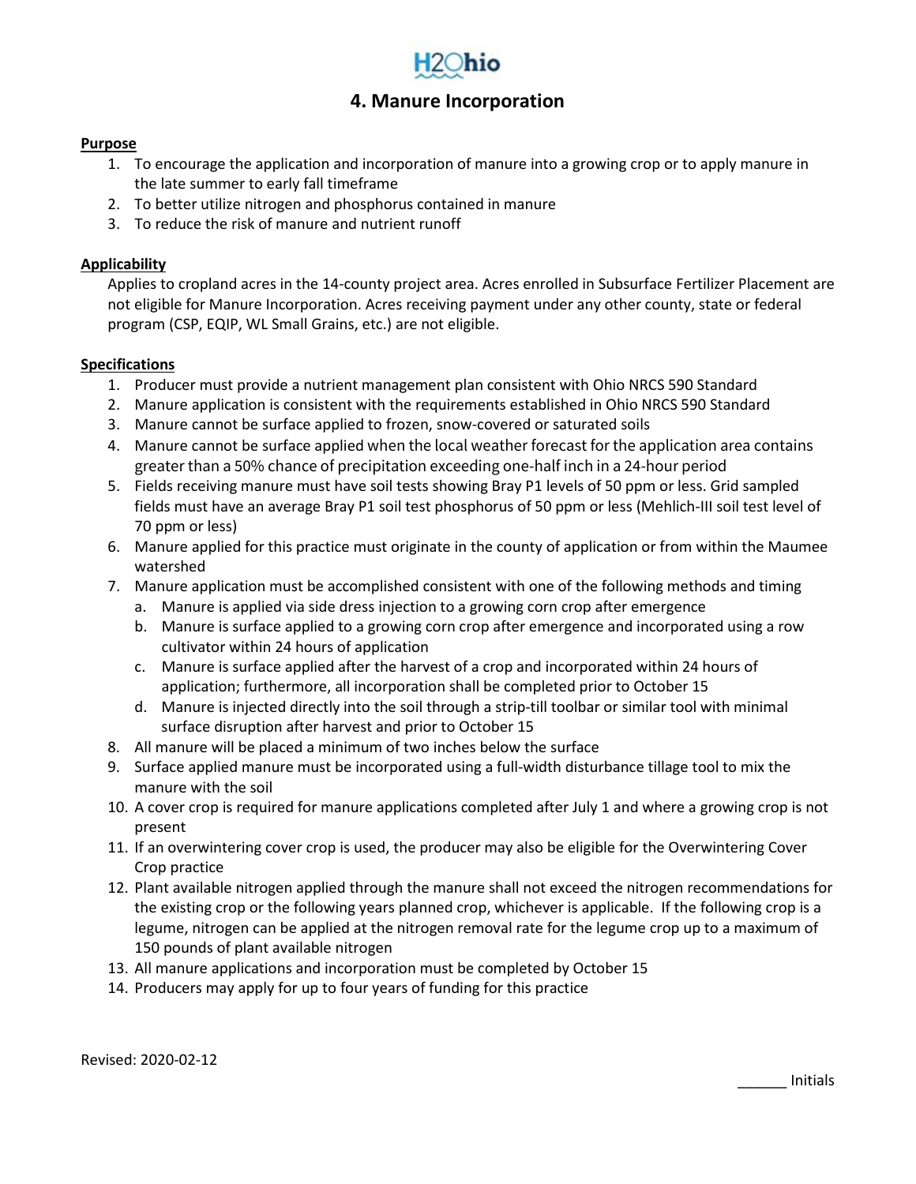H2Ohio

# 4. Manure Incorporation

**Purpose**

1. To encourage the application and incorporation of manure into a growing crop or to apply manure in the late summer to early fall timeframe
2. To better utilize nitrogen and phosphorus contained in manure
3. To reduce the risk of manure and nutrient runoff

**Applicability**

Applies to cropland acres in the 14-county project area. Acres enrolled in Subsurface Fertilizer Placement are not eligible for Manure Incorporation. Acres receiving payment under any other county, state or federal program (CSP, EQIP, WL Small Grains, etc.) are not eligible.

**Specifications**

1. Producer must provide a nutrient management plan consistent with Ohio NRCS 590 Standard
2. Manure application is consistent with the requirements established in Ohio NRCS 590 Standard
3. Manure cannot be surface applied to frozen, snow-covered or saturated soils
4. Manure cannot be surface applied when the local weather forecast for the application area contains greater than a 50% chance of precipitation exceeding one-half inch in a 24-hour period
5. Fields receiving manure must have soil tests showing Bray P1 levels of 50 ppm or less. Grid sampled fields must have an average Bray P1 soil test phosphorus of 50 ppm or less (Mehlich-III soil test level of 70 ppm or less)
6. Manure applied for this practice must originate in the county of application or from within the Maumee watershed
7. Manure application must be accomplished consistent with one of the following methods and timing
   a. Manure is applied via side dress injection to a growing corn crop after emergence
   b. Manure is surface applied to a growing corn crop after emergence and incorporated using a row cultivator within 24 hours of application
   c. Manure is surface applied after the harvest of a crop and incorporated within 24 hours of application; furthermore, all incorporation shall be completed prior to October 15
   d. Manure is injected directly into the soil through a strip-till toolbar or similar tool with minimal surface disruption after harvest and prior to October 15
8. All manure will be placed a minimum of two inches below the surface
9. Surface applied manure must be incorporated using a full-width disturbance tillage tool to mix the manure with the soil
10. A cover crop is required for manure applications completed after July 1 and where a growing crop is not present
11. If an overwintering cover crop is used, the producer may also be eligible for the Overwintering Cover Crop practice
12. Plant available nitrogen applied through the manure shall not exceed the nitrogen recommendations for the existing crop or the following years planned crop, whichever is applicable. If the following crop is a legume, nitrogen can be applied at the nitrogen removal rate for the legume crop up to a maximum of 150 pounds of plant available nitrogen
13. All manure applications and incorporation must be completed by October 15
14. Producers may apply for up to four years of funding for this practice

Revised: 2020-02-12

______ Initials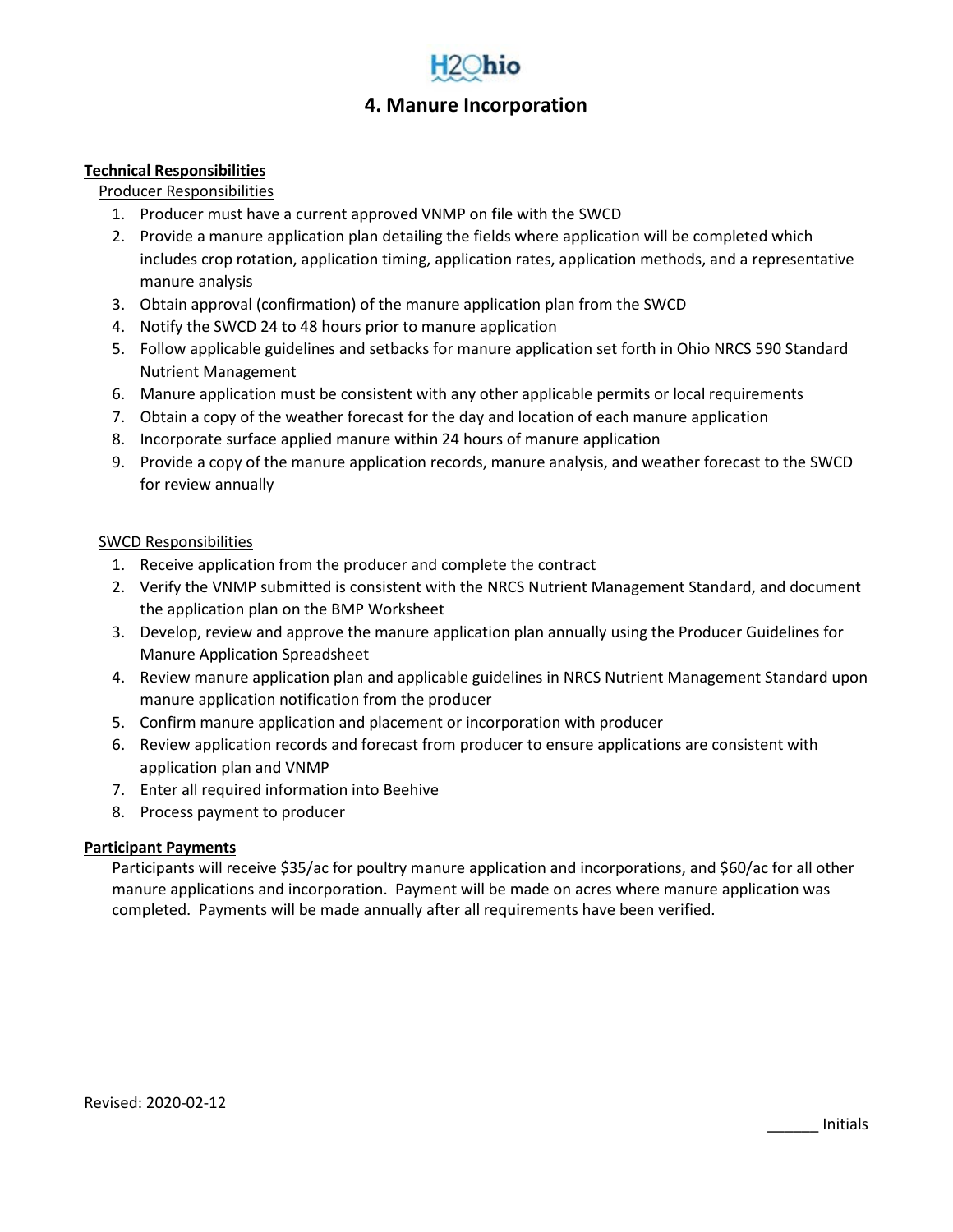# 4. Manure Incorporation

**Technical Responsibilities**

Producer Responsibilities

1. Producer must have a current approved VNMP on file with the SWCD
2. Provide a manure application plan detailing the fields where application will be completed which includes crop rotation, application timing, application rates, application methods, and a representative manure analysis
3. Obtain approval (confirmation) of the manure application plan from the SWCD
4. Notify the SWCD 24 to 48 hours prior to manure application
5. Follow applicable guidelines and setbacks for manure application set forth in Ohio NRCS 590 Standard Nutrient Management
6. Manure application must be consistent with any other applicable permits or local requirements
7. Obtain a copy of the weather forecast for the day and location of each manure application
8. Incorporate surface applied manure within 24 hours of manure application
9. Provide a copy of the manure application records, manure analysis, and weather forecast to the SWCD for review annually

SWCD Responsibilities

1. Receive application from the producer and complete the contract
2. Verify the VNMP submitted is consistent with the NRCS Nutrient Management Standard, and document the application plan on the BMP Worksheet
3. Develop, review and approve the manure application plan annually using the Producer Guidelines for Manure Application Spreadsheet
4. Review manure application plan and applicable guidelines in NRCS Nutrient Management Standard upon manure application notification from the producer
5. Confirm manure application and placement or incorporation with producer
6. Review application records and forecast from producer to ensure applications are consistent with application plan and VNMP
7. Enter all required information into Beehive
8. Process payment to producer

**Participant Payments**

Participants will receive $35/ac for poultry manure application and incorporations, and $60/ac for all other manure applications and incorporation. Payment will be made on acres where manure application was completed. Payments will be made annually after all requirements have been verified.

Revised: 2020-02-12

______ Initials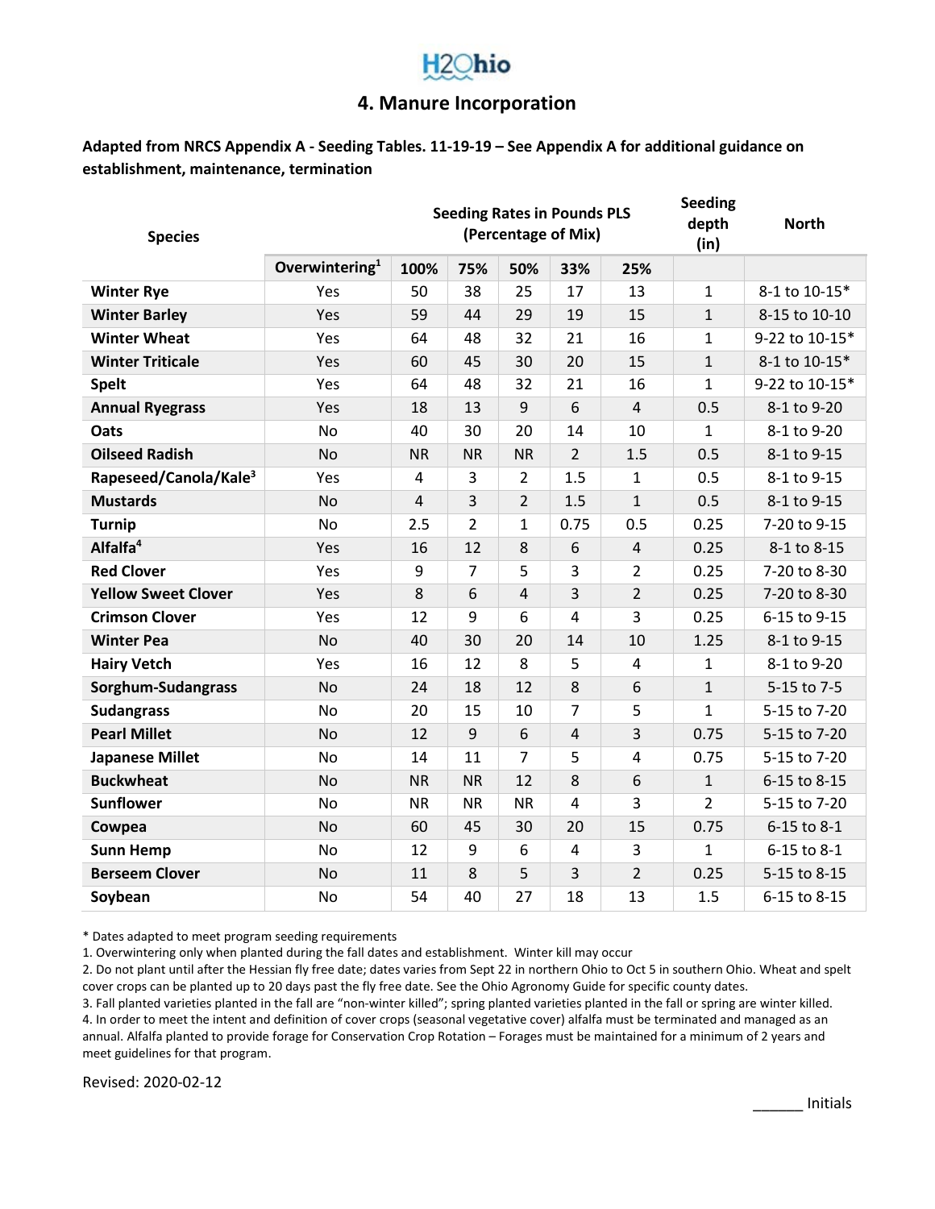# 4. Manure Incorporation

**Adapted from NRCS Appendix A - Seeding Tables. 11-19-19 – See Appendix A for additional guidance on establishment, maintenance, termination**

| Species | | Seeding Rates in Pounds PLS (Percentage of Mix) | | | | | Seeding depth (in) | North |
|---|---|---|---|---|---|---|---|---|
| | Overwintering[1] | 100% | 75% | 50% | 33% | 25% | | |
| **Winter Rye** | Yes | 50 | 38 | 25 | 17 | 13 | 1 | 8-1 to 10-15* |
| **Winter Barley** | Yes | 59 | 44 | 29 | 19 | 15 | 1 | 8-15 to 10-10 |
| **Winter Wheat** | Yes | 64 | 48 | 32 | 21 | 16 | 1 | 9-22 to 10-15* |
| **Winter Triticale** | Yes | 60 | 45 | 30 | 20 | 15 | 1 | 8-1 to 10-15* |
| **Spelt** | Yes | 64 | 48 | 32 | 21 | 16 | 1 | 9-22 to 10-15* |
| **Annual Ryegrass** | Yes | 18 | 13 | 9 | 6 | 4 | 0.5 | 8-1 to 9-20 |
| **Oats** | No | 40 | 30 | 20 | 14 | 10 | 1 | 8-1 to 9-20 |
| **Oilseed Radish** | No | NR | NR | NR | 2 | 1.5 | 0.5 | 8-1 to 9-15 |
| **Rapeseed/Canola/Kale[3]** | Yes | 4 | 3 | 2 | 1.5 | 1 | 0.5 | 8-1 to 9-15 |
| **Mustards** | No | 4 | 3 | 2 | 1.5 | 1 | 0.5 | 8-1 to 9-15 |
| **Turnip** | No | 2.5 | 2 | 1 | 0.75 | 0.5 | 0.25 | 7-20 to 9-15 |
| **Alfalfa[4]** | Yes | 16 | 12 | 8 | 6 | 4 | 0.25 | 8-1 to 8-15 |
| **Red Clover** | Yes | 9 | 7 | 5 | 3 | 2 | 0.25 | 7-20 to 8-30 |
| **Yellow Sweet Clover** | Yes | 8 | 6 | 4 | 3 | 2 | 0.25 | 7-20 to 8-30 |
| **Crimson Clover** | Yes | 12 | 9 | 6 | 4 | 3 | 0.25 | 6-15 to 9-15 |
| **Winter Pea** | No | 40 | 30 | 20 | 14 | 10 | 1.25 | 8-1 to 9-15 |
| **Hairy Vetch** | Yes | 16 | 12 | 8 | 5 | 4 | 1 | 8-1 to 9-20 |
| **Sorghum-Sudangrass** | No | 24 | 18 | 12 | 8 | 6 | 1 | 5-15 to 7-5 |
| **Sudangrass** | No | 20 | 15 | 10 | 7 | 5 | 1 | 5-15 to 7-20 |
| **Pearl Millet** | No | 12 | 9 | 6 | 4 | 3 | 0.75 | 5-15 to 7-20 |
| **Japanese Millet** | No | 14 | 11 | 7 | 5 | 4 | 0.75 | 5-15 to 7-20 |
| **Buckwheat** | No | NR | NR | 12 | 8 | 6 | 1 | 6-15 to 8-15 |
| **Sunflower** | No | NR | NR | NR | 4 | 3 | 2 | 5-15 to 7-20 |
| **Cowpea** | No | 60 | 45 | 30 | 20 | 15 | 0.75 | 6-15 to 8-1 |
| **Sunn Hemp** | No | 12 | 9 | 6 | 4 | 3 | 1 | 6-15 to 8-1 |
| **Berseem Clover** | No | 11 | 8 | 5 | 3 | 2 | 0.25 | 5-15 to 8-15 |
| **Soybean** | No | 54 | 40 | 27 | 18 | 13 | 1.5 | 6-15 to 8-15 |

\* Dates adapted to meet program seeding requirements

1. Overwintering only when planted during the fall dates and establishment. Winter kill may occur
2. Do not plant until after the Hessian fly free date; dates varies from Sept 22 in northern Ohio to Oct 5 in southern Ohio. Wheat and spelt cover crops can be planted up to 20 days past the fly free date. See the Ohio Agronomy Guide for specific county dates.
3. Fall planted varieties planted in the fall are "non-winter killed"; spring planted varieties planted in the fall or spring are winter killed.
4. In order to meet the intent and definition of cover crops (seasonal vegetative cover) alfalfa must be terminated and managed as an annual. Alfalfa planted to provide forage for Conservation Crop Rotation – Forages must be maintained for a minimum of 2 years and meet guidelines for that program.

Revised: 2020-02-12

______ Initials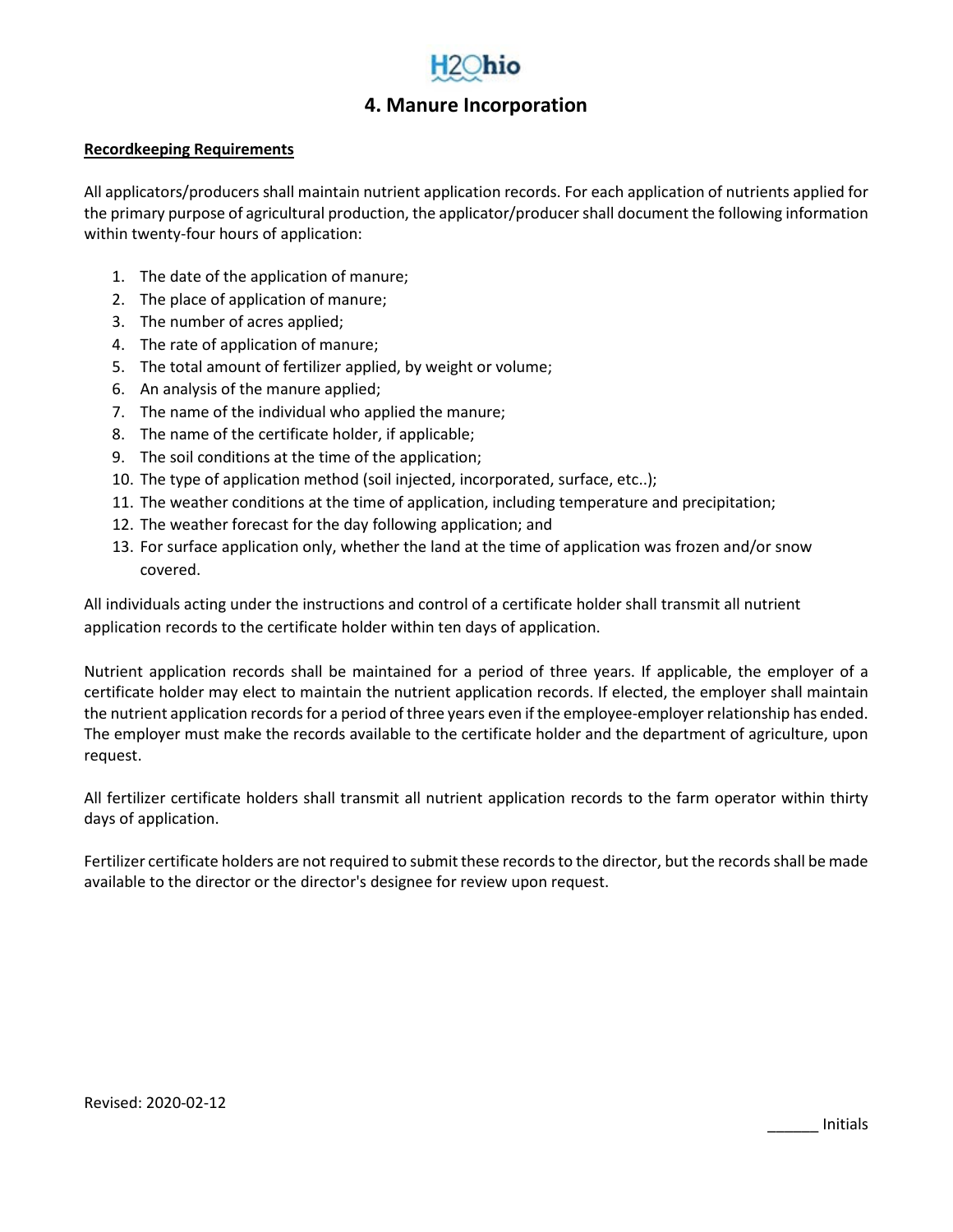H2Ohio

# 4. Manure Incorporation

**Recordkeeping Requirements**

All applicators/producers shall maintain nutrient application records. For each application of nutrients applied for the primary purpose of agricultural production, the applicator/producer shall document the following information within twenty-four hours of application:

1. The date of the application of manure;
2. The place of application of manure;
3. The number of acres applied;
4. The rate of application of manure;
5. The total amount of fertilizer applied, by weight or volume;
6. An analysis of the manure applied;
7. The name of the individual who applied the manure;
8. The name of the certificate holder, if applicable;
9. The soil conditions at the time of the application;
10. The type of application method (soil injected, incorporated, surface, etc..);
11. The weather conditions at the time of application, including temperature and precipitation;
12. The weather forecast for the day following application; and
13. For surface application only, whether the land at the time of application was frozen and/or snow covered.

All individuals acting under the instructions and control of a certificate holder shall transmit all nutrient application records to the certificate holder within ten days of application.

Nutrient application records shall be maintained for a period of three years. If applicable, the employer of a certificate holder may elect to maintain the nutrient application records. If elected, the employer shall maintain the nutrient application records for a period of three years even if the employee-employer relationship has ended. The employer must make the records available to the certificate holder and the department of agriculture, upon request.

All fertilizer certificate holders shall transmit all nutrient application records to the farm operator within thirty days of application.

Fertilizer certificate holders are not required to submit these records to the director, but the records shall be made available to the director or the director's designee for review upon request.

Revised: 2020-02-12

______ Initials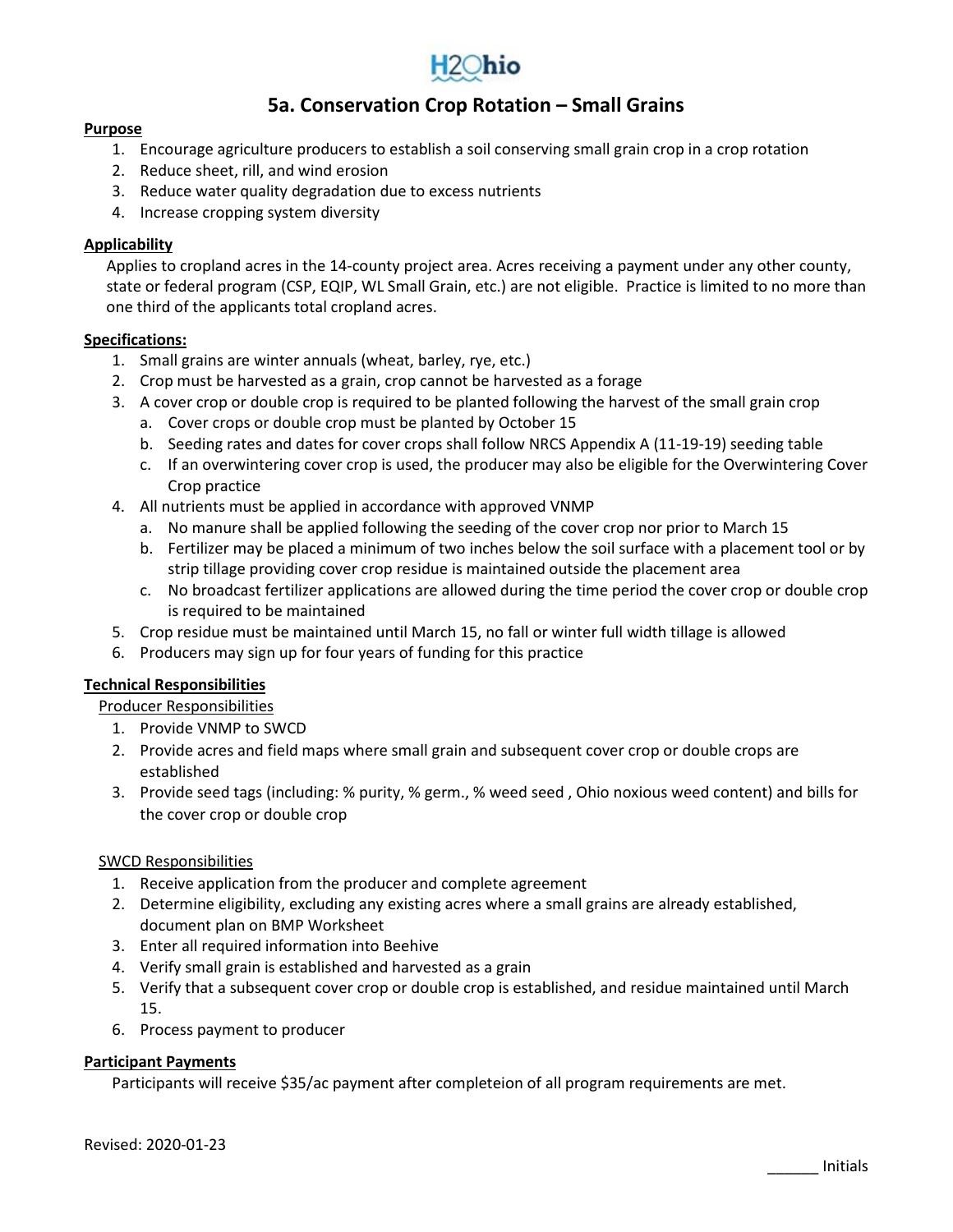H2Ohio

# 5a. Conservation Crop Rotation – Small Grains

**Purpose**

1. Encourage agriculture producers to establish a soil conserving small grain crop in a crop rotation
2. Reduce sheet, rill, and wind erosion
3. Reduce water quality degradation due to excess nutrients
4. Increase cropping system diversity

**Applicability**

Applies to cropland acres in the 14-county project area. Acres receiving a payment under any other county, state or federal program (CSP, EQIP, WL Small Grain, etc.) are not eligible. Practice is limited to no more than one third of the applicants total cropland acres.

**Specifications:**

1. Small grains are winter annuals (wheat, barley, rye, etc.)
2. Crop must be harvested as a grain, crop cannot be harvested as a forage
3. A cover crop or double crop is required to be planted following the harvest of the small grain crop
   a. Cover crops or double crop must be planted by October 15
   b. Seeding rates and dates for cover crops shall follow NRCS Appendix A (11-19-19) seeding table
   c. If an overwintering cover crop is used, the producer may also be eligible for the Overwintering Cover Crop practice
4. All nutrients must be applied in accordance with approved VNMP
   a. No manure shall be applied following the seeding of the cover crop nor prior to March 15
   b. Fertilizer may be placed a minimum of two inches below the soil surface with a placement tool or by strip tillage providing cover crop residue is maintained outside the placement area
   c. No broadcast fertilizer applications are allowed during the time period the cover crop or double crop is required to be maintained
5. Crop residue must be maintained until March 15, no fall or winter full width tillage is allowed
6. Producers may sign up for four years of funding for this practice

**Technical Responsibilities**

Producer Responsibilities

1. Provide VNMP to SWCD
2. Provide acres and field maps where small grain and subsequent cover crop or double crops are established
3. Provide seed tags (including: % purity, % germ., % weed seed , Ohio noxious weed content) and bills for the cover crop or double crop

SWCD Responsibilities

1. Receive application from the producer and complete agreement
2. Determine eligibility, excluding any existing acres where a small grains are already established, document plan on BMP Worksheet
3. Enter all required information into Beehive
4. Verify small grain is established and harvested as a grain
5. Verify that a subsequent cover crop or double crop is established, and residue maintained until March 15.
6. Process payment to producer

**Participant Payments**

Participants will receive $35/ac payment after completeion of all program requirements are met.

Revised: 2020-01-23

______ Initials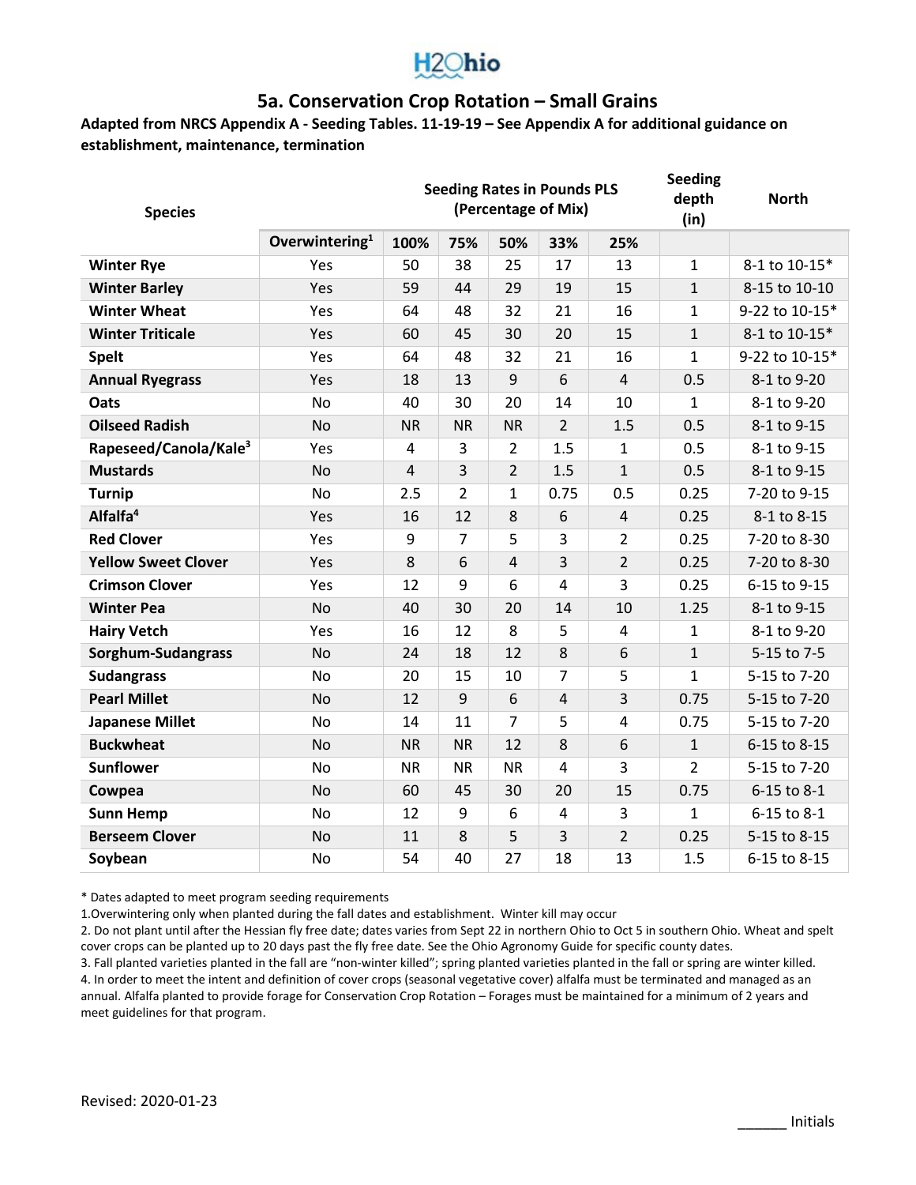H2Ohio

# 5a. Conservation Crop Rotation – Small Grains

**Adapted from NRCS Appendix A - Seeding Tables. 11-19-19 – See Appendix A for additional guidance on establishment, maintenance, termination**

| Species | | Seeding Rates in Pounds PLS (Percentage of Mix) | | | | | Seeding depth (in) | North |
|---|---|---|---|---|---|---|---|---|
| | Overwintering[1] | 100% | 75% | 50% | 33% | 25% | | |
| **Winter Rye** | Yes | 50 | 38 | 25 | 17 | 13 | 1 | 8-1 to 10-15* |
| **Winter Barley** | Yes | 59 | 44 | 29 | 19 | 15 | 1 | 8-15 to 10-10 |
| **Winter Wheat** | Yes | 64 | 48 | 32 | 21 | 16 | 1 | 9-22 to 10-15* |
| **Winter Triticale** | Yes | 60 | 45 | 30 | 20 | 15 | 1 | 8-1 to 10-15* |
| **Spelt** | Yes | 64 | 48 | 32 | 21 | 16 | 1 | 9-22 to 10-15* |
| **Annual Ryegrass** | Yes | 18 | 13 | 9 | 6 | 4 | 0.5 | 8-1 to 9-20 |
| **Oats** | No | 40 | 30 | 20 | 14 | 10 | 1 | 8-1 to 9-20 |
| **Oilseed Radish** | No | NR | NR | NR | 2 | 1.5 | 0.5 | 8-1 to 9-15 |
| **Rapeseed/Canola/Kale[3]** | Yes | 4 | 3 | 2 | 1.5 | 1 | 0.5 | 8-1 to 9-15 |
| **Mustards** | No | 4 | 3 | 2 | 1.5 | 1 | 0.5 | 8-1 to 9-15 |
| **Turnip** | No | 2.5 | 2 | 1 | 0.75 | 0.5 | 0.25 | 7-20 to 9-15 |
| **Alfalfa[4]** | Yes | 16 | 12 | 8 | 6 | 4 | 0.25 | 8-1 to 8-15 |
| **Red Clover** | Yes | 9 | 7 | 5 | 3 | 2 | 0.25 | 7-20 to 8-30 |
| **Yellow Sweet Clover** | Yes | 8 | 6 | 4 | 3 | 2 | 0.25 | 7-20 to 8-30 |
| **Crimson Clover** | Yes | 12 | 9 | 6 | 4 | 3 | 0.25 | 6-15 to 9-15 |
| **Winter Pea** | No | 40 | 30 | 20 | 14 | 10 | 1.25 | 8-1 to 9-15 |
| **Hairy Vetch** | Yes | 16 | 12 | 8 | 5 | 4 | 1 | 8-1 to 9-20 |
| **Sorghum-Sudangrass** | No | 24 | 18 | 12 | 8 | 6 | 1 | 5-15 to 7-5 |
| **Sudangrass** | No | 20 | 15 | 10 | 7 | 5 | 1 | 5-15 to 7-20 |
| **Pearl Millet** | No | 12 | 9 | 6 | 4 | 3 | 0.75 | 5-15 to 7-20 |
| **Japanese Millet** | No | 14 | 11 | 7 | 5 | 4 | 0.75 | 5-15 to 7-20 |
| **Buckwheat** | No | NR | NR | 12 | 8 | 6 | 1 | 6-15 to 8-15 |
| **Sunflower** | No | NR | NR | NR | 4 | 3 | 2 | 5-15 to 7-20 |
| **Cowpea** | No | 60 | 45 | 30 | 20 | 15 | 0.75 | 6-15 to 8-1 |
| **Sunn Hemp** | No | 12 | 9 | 6 | 4 | 3 | 1 | 6-15 to 8-1 |
| **Berseem Clover** | No | 11 | 8 | 5 | 3 | 2 | 0.25 | 5-15 to 8-15 |
| **Soybean** | No | 54 | 40 | 27 | 18 | 13 | 1.5 | 6-15 to 8-15 |

\* Dates adapted to meet program seeding requirements

1. Overwintering only when planted during the fall dates and establishment. Winter kill may occur
2. Do not plant until after the Hessian fly free date; dates varies from Sept 22 in northern Ohio to Oct 5 in southern Ohio. Wheat and spelt cover crops can be planted up to 20 days past the fly free date. See the Ohio Agronomy Guide for specific county dates.
3. Fall planted varieties planted in the fall are "non-winter killed"; spring planted varieties planted in the fall or spring are winter killed.
4. In order to meet the intent and definition of cover crops (seasonal vegetative cover) alfalfa must be terminated and managed as an annual. Alfalfa planted to provide forage for Conservation Crop Rotation – Forages must be maintained for a minimum of 2 years and meet guidelines for that program.

Revised: 2020-01-23

______ Initials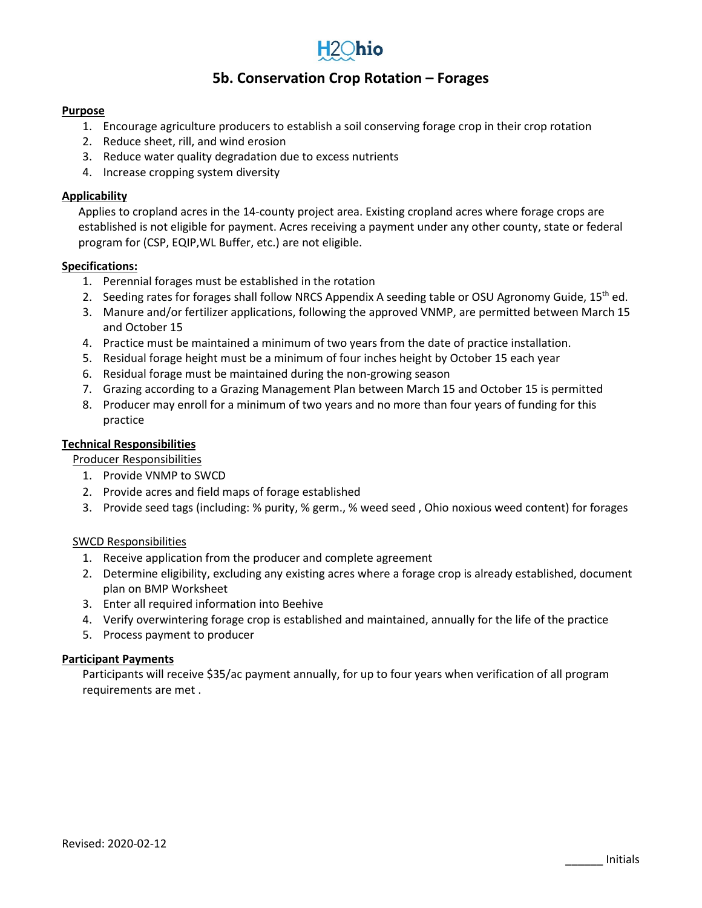H2Ohio

# 5b. Conservation Crop Rotation – Forages

**Purpose**

1. Encourage agriculture producers to establish a soil conserving forage crop in their crop rotation
2. Reduce sheet, rill, and wind erosion
3. Reduce water quality degradation due to excess nutrients
4. Increase cropping system diversity

**Applicability**

Applies to cropland acres in the 14-county project area. Existing cropland acres where forage crops are established is not eligible for payment. Acres receiving a payment under any other county, state or federal program for (CSP, EQIP,WL Buffer, etc.) are not eligible.

**Specifications:**

1. Perennial forages must be established in the rotation
2. Seeding rates for forages shall follow NRCS Appendix A seeding table or OSU Agronomy Guide, 15th ed.
3. Manure and/or fertilizer applications, following the approved VNMP, are permitted between March 15 and October 15
4. Practice must be maintained a minimum of two years from the date of practice installation.
5. Residual forage height must be a minimum of four inches height by October 15 each year
6. Residual forage must be maintained during the non-growing season
7. Grazing according to a Grazing Management Plan between March 15 and October 15 is permitted
8. Producer may enroll for a minimum of two years and no more than four years of funding for this practice

**Technical Responsibilities**

Producer Responsibilities

1. Provide VNMP to SWCD
2. Provide acres and field maps of forage established
3. Provide seed tags (including: % purity, % germ., % weed seed , Ohio noxious weed content) for forages

SWCD Responsibilities

1. Receive application from the producer and complete agreement
2. Determine eligibility, excluding any existing acres where a forage crop is already established, document plan on BMP Worksheet
3. Enter all required information into Beehive
4. Verify overwintering forage crop is established and maintained, annually for the life of the practice
5. Process payment to producer

**Participant Payments**

Participants will receive $35/ac payment annually, for up to four years when verification of all program requirements are met .

Revised: 2020-02-12

______ Initials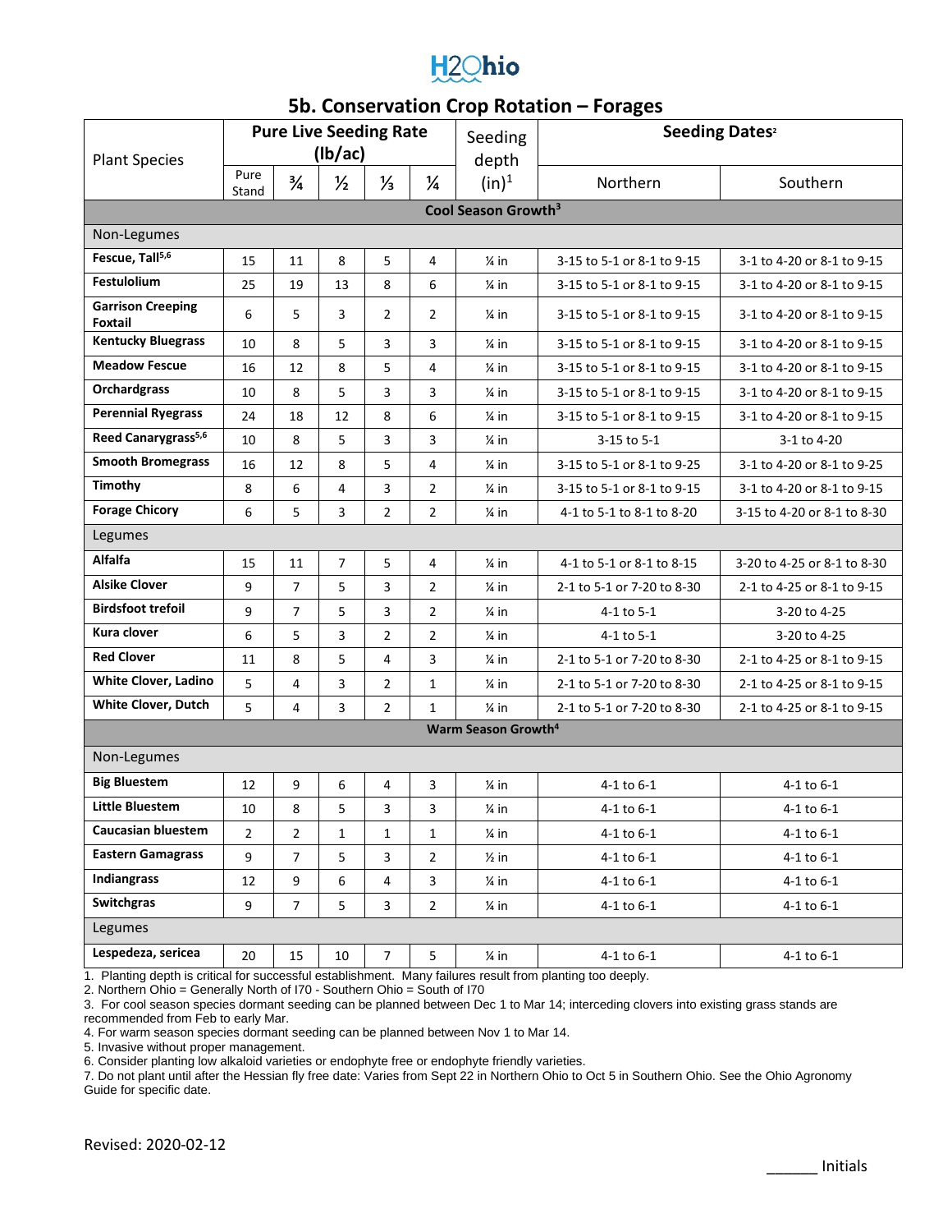H2Ohio

## 5b. Conservation Crop Rotation – Forages

| Plant Species | Pure Live Seeding Rate (lb/ac) | | | | | Seeding depth (in)[1] | Seeding Dates[2] | |
|---|---|---|---|---|---|---|---|---|
| | Pure Stand | ¾ | ½ | ⅓ | ¼ | | Northern | Southern |
| **Cool Season Growth[3]** | | | | | | | | |
| Non-Legumes | | | | | | | | |
| **Fescue, Tall[5,6]** | 15 | 11 | 8 | 5 | 4 | ¼ in | 3-15 to 5-1 or 8-1 to 9-15 | 3-1 to 4-20 or 8-1 to 9-15 |
| **Festulolium** | 25 | 19 | 13 | 8 | 6 | ¼ in | 3-15 to 5-1 or 8-1 to 9-15 | 3-1 to 4-20 or 8-1 to 9-15 |
| **Garrison Creeping Foxtail** | 6 | 5 | 3 | 2 | 2 | ¼ in | 3-15 to 5-1 or 8-1 to 9-15 | 3-1 to 4-20 or 8-1 to 9-15 |
| **Kentucky Bluegrass** | 10 | 8 | 5 | 3 | 3 | ¼ in | 3-15 to 5-1 or 8-1 to 9-15 | 3-1 to 4-20 or 8-1 to 9-15 |
| **Meadow Fescue** | 16 | 12 | 8 | 5 | 4 | ¼ in | 3-15 to 5-1 or 8-1 to 9-15 | 3-1 to 4-20 or 8-1 to 9-15 |
| **Orchardgrass** | 10 | 8 | 5 | 3 | 3 | ¼ in | 3-15 to 5-1 or 8-1 to 9-15 | 3-1 to 4-20 or 8-1 to 9-15 |
| **Perennial Ryegrass** | 24 | 18 | 12 | 8 | 6 | ¼ in | 3-15 to 5-1 or 8-1 to 9-15 | 3-1 to 4-20 or 8-1 to 9-15 |
| **Reed Canarygrass[5,6]** | 10 | 8 | 5 | 3 | 3 | ¼ in | 3-15 to 5-1 | 3-1 to 4-20 |
| **Smooth Bromegrass** | 16 | 12 | 8 | 5 | 4 | ¼ in | 3-15 to 5-1 or 8-1 to 9-25 | 3-1 to 4-20 or 8-1 to 9-25 |
| **Timothy** | 8 | 6 | 4 | 3 | 2 | ¼ in | 3-15 to 5-1 or 8-1 to 9-15 | 3-1 to 4-20 or 8-1 to 9-15 |
| **Forage Chicory** | 6 | 5 | 3 | 2 | 2 | ¼ in | 4-1 to 5-1 to 8-1 to 8-20 | 3-15 to 4-20 or 8-1 to 8-30 |
| Legumes | | | | | | | | |
| **Alfalfa** | 15 | 11 | 7 | 5 | 4 | ¼ in | 4-1 to 5-1 or 8-1 to 8-15 | 3-20 to 4-25 or 8-1 to 8-30 |
| **Alsike Clover** | 9 | 7 | 5 | 3 | 2 | ¼ in | 2-1 to 5-1 or 7-20 to 8-30 | 2-1 to 4-25 or 8-1 to 9-15 |
| **Birdsfoot trefoil** | 9 | 7 | 5 | 3 | 2 | ¼ in | 4-1 to 5-1 | 3-20 to 4-25 |
| **Kura clover** | 6 | 5 | 3 | 2 | 2 | ¼ in | 4-1 to 5-1 | 3-20 to 4-25 |
| **Red Clover** | 11 | 8 | 5 | 4 | 3 | ¼ in | 2-1 to 5-1 or 7-20 to 8-30 | 2-1 to 4-25 or 8-1 to 9-15 |
| **White Clover, Ladino** | 5 | 4 | 3 | 2 | 1 | ¼ in | 2-1 to 5-1 or 7-20 to 8-30 | 2-1 to 4-25 or 8-1 to 9-15 |
| **White Clover, Dutch** | 5 | 4 | 3 | 2 | 1 | ¼ in | 2-1 to 5-1 or 7-20 to 8-30 | 2-1 to 4-25 or 8-1 to 9-15 |
| **Warm Season Growth[4]** | | | | | | | | |
| Non-Legumes | | | | | | | | |
| **Big Bluestem** | 12 | 9 | 6 | 4 | 3 | ¼ in | 4-1 to 6-1 | 4-1 to 6-1 |
| **Little Bluestem** | 10 | 8 | 5 | 3 | 3 | ¼ in | 4-1 to 6-1 | 4-1 to 6-1 |
| **Caucasian bluestem** | 2 | 2 | 1 | 1 | 1 | ¼ in | 4-1 to 6-1 | 4-1 to 6-1 |
| **Eastern Gamagrass** | 9 | 7 | 5 | 3 | 2 | ½ in | 4-1 to 6-1 | 4-1 to 6-1 |
| **Indiangrass** | 12 | 9 | 6 | 4 | 3 | ¼ in | 4-1 to 6-1 | 4-1 to 6-1 |
| **Switchgras** | 9 | 7 | 5 | 3 | 2 | ¼ in | 4-1 to 6-1 | 4-1 to 6-1 |
| Legumes | | | | | | | | |
| **Lespedeza, sericea** | 20 | 15 | 10 | 7 | 5 | ¼ in | 4-1 to 6-1 | 4-1 to 6-1 |

1. Planting depth is critical for successful establishment. Many failures result from planting too deeply.
2. Northern Ohio = Generally North of I70 - Southern Ohio = South of I70
3. For cool season species dormant seeding can be planned between Dec 1 to Mar 14; interceding clovers into existing grass stands are recommended from Feb to early Mar.
4. For warm season species dormant seeding can be planned between Nov 1 to Mar 14.
5. Invasive without proper management.
6. Consider planting low alkaloid varieties or endophyte free or endophyte friendly varieties.
7. Do not plant until after the Hessian fly free date: Varies from Sept 22 in Northern Ohio to Oct 5 in Southern Ohio. See the Ohio Agronomy Guide for specific date.

Revised: 2020-02-12

______ Initials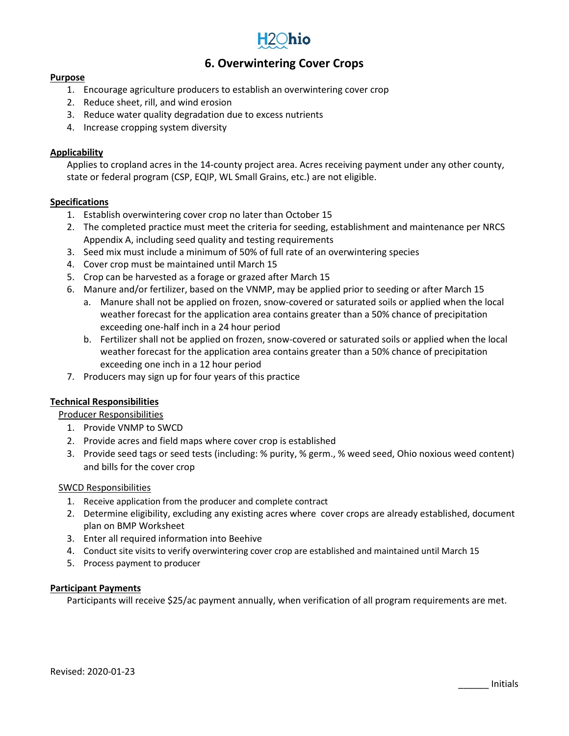H2Ohio

# 6. Overwintering Cover Crops

**Purpose**

1. Encourage agriculture producers to establish an overwintering cover crop
2. Reduce sheet, rill, and wind erosion
3. Reduce water quality degradation due to excess nutrients
4. Increase cropping system diversity

**Applicability**

Applies to cropland acres in the 14-county project area. Acres receiving payment under any other county, state or federal program (CSP, EQIP, WL Small Grains, etc.) are not eligible.

**Specifications**

1. Establish overwintering cover crop no later than October 15
2. The completed practice must meet the criteria for seeding, establishment and maintenance per NRCS Appendix A, including seed quality and testing requirements
3. Seed mix must include a minimum of 50% of full rate of an overwintering species
4. Cover crop must be maintained until March 15
5. Crop can be harvested as a forage or grazed after March 15
6. Manure and/or fertilizer, based on the VNMP, may be applied prior to seeding or after March 15
   a. Manure shall not be applied on frozen, snow-covered or saturated soils or applied when the local weather forecast for the application area contains greater than a 50% chance of precipitation exceeding one-half inch in a 24 hour period
   b. Fertilizer shall not be applied on frozen, snow-covered or saturated soils or applied when the local weather forecast for the application area contains greater than a 50% chance of precipitation exceeding one inch in a 12 hour period
7. Producers may sign up for four years of this practice

**Technical Responsibilities**

Producer Responsibilities

1. Provide VNMP to SWCD
2. Provide acres and field maps where cover crop is established
3. Provide seed tags or seed tests (including: % purity, % germ., % weed seed, Ohio noxious weed content) and bills for the cover crop

SWCD Responsibilities

1. Receive application from the producer and complete contract
2. Determine eligibility, excluding any existing acres where cover crops are already established, document plan on BMP Worksheet
3. Enter all required information into Beehive
4. Conduct site visits to verify overwintering cover crop are established and maintained until March 15
5. Process payment to producer

**Participant Payments**

Participants will receive $25/ac payment annually, when verification of all program requirements are met.

Revised: 2020-01-23

______ Initials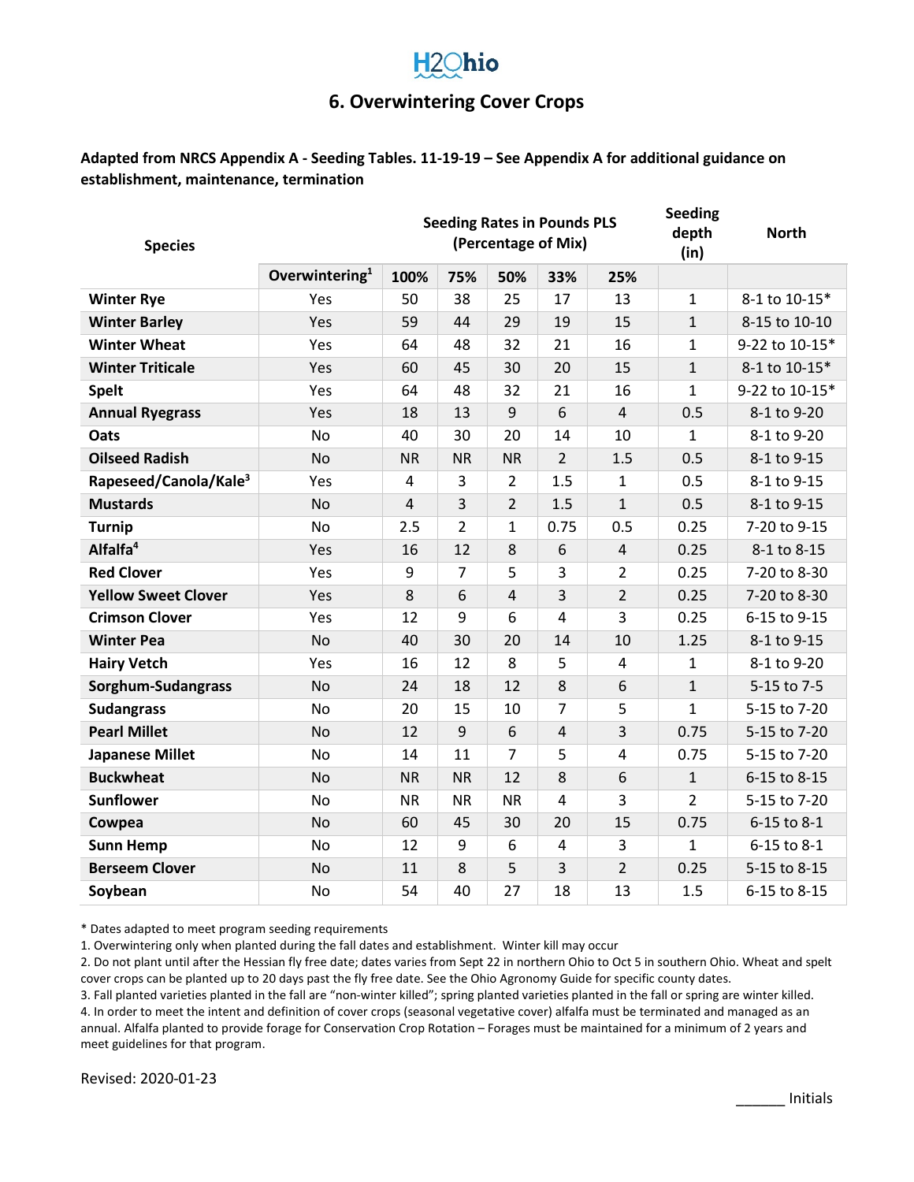H2Ohio

## 6. Overwintering Cover Crops

**Adapted from NRCS Appendix A - Seeding Tables. 11-19-19 – See Appendix A for additional guidance on establishment, maintenance, termination**

| Species | | Seeding Rates in Pounds PLS (Percentage of Mix) | | | | | Seeding depth (in) | North |
|---|---|---|---|---|---|---|---|---|
| | Overwintering[1] | 100% | 75% | 50% | 33% | 25% | | |
| **Winter Rye** | Yes | 50 | 38 | 25 | 17 | 13 | 1 | 8-1 to 10-15* |
| **Winter Barley** | Yes | 59 | 44 | 29 | 19 | 15 | 1 | 8-15 to 10-10 |
| **Winter Wheat** | Yes | 64 | 48 | 32 | 21 | 16 | 1 | 9-22 to 10-15* |
| **Winter Triticale** | Yes | 60 | 45 | 30 | 20 | 15 | 1 | 8-1 to 10-15* |
| **Spelt** | Yes | 64 | 48 | 32 | 21 | 16 | 1 | 9-22 to 10-15* |
| **Annual Ryegrass** | Yes | 18 | 13 | 9 | 6 | 4 | 0.5 | 8-1 to 9-20 |
| **Oats** | No | 40 | 30 | 20 | 14 | 10 | 1 | 8-1 to 9-20 |
| **Oilseed Radish** | No | NR | NR | NR | 2 | 1.5 | 0.5 | 8-1 to 9-15 |
| **Rapeseed/Canola/Kale[3]** | Yes | 4 | 3 | 2 | 1.5 | 1 | 0.5 | 8-1 to 9-15 |
| **Mustards** | No | 4 | 3 | 2 | 1.5 | 1 | 0.5 | 8-1 to 9-15 |
| **Turnip** | No | 2.5 | 2 | 1 | 0.75 | 0.5 | 0.25 | 7-20 to 9-15 |
| **Alfalfa[4]** | Yes | 16 | 12 | 8 | 6 | 4 | 0.25 | 8-1 to 8-15 |
| **Red Clover** | Yes | 9 | 7 | 5 | 3 | 2 | 0.25 | 7-20 to 8-30 |
| **Yellow Sweet Clover** | Yes | 8 | 6 | 4 | 3 | 2 | 0.25 | 7-20 to 8-30 |
| **Crimson Clover** | Yes | 12 | 9 | 6 | 4 | 3 | 0.25 | 6-15 to 9-15 |
| **Winter Pea** | No | 40 | 30 | 20 | 14 | 10 | 1.25 | 8-1 to 9-15 |
| **Hairy Vetch** | Yes | 16 | 12 | 8 | 5 | 4 | 1 | 8-1 to 9-20 |
| **Sorghum-Sudangrass** | No | 24 | 18 | 12 | 8 | 6 | 1 | 5-15 to 7-5 |
| **Sudangrass** | No | 20 | 15 | 10 | 7 | 5 | 1 | 5-15 to 7-20 |
| **Pearl Millet** | No | 12 | 9 | 6 | 4 | 3 | 0.75 | 5-15 to 7-20 |
| **Japanese Millet** | No | 14 | 11 | 7 | 5 | 4 | 0.75 | 5-15 to 7-20 |
| **Buckwheat** | No | NR | NR | 12 | 8 | 6 | 1 | 6-15 to 8-15 |
| **Sunflower** | No | NR | NR | NR | 4 | 3 | 2 | 5-15 to 7-20 |
| **Cowpea** | No | 60 | 45 | 30 | 20 | 15 | 0.75 | 6-15 to 8-1 |
| **Sunn Hemp** | No | 12 | 9 | 6 | 4 | 3 | 1 | 6-15 to 8-1 |
| **Berseem Clover** | No | 11 | 8 | 5 | 3 | 2 | 0.25 | 5-15 to 8-15 |
| **Soybean** | No | 54 | 40 | 27 | 18 | 13 | 1.5 | 6-15 to 8-15 |

\* Dates adapted to meet program seeding requirements

1. Overwintering only when planted during the fall dates and establishment. Winter kill may occur
2. Do not plant until after the Hessian fly free date; dates varies from Sept 22 in northern Ohio to Oct 5 in southern Ohio. Wheat and spelt cover crops can be planted up to 20 days past the fly free date. See the Ohio Agronomy Guide for specific county dates.
3. Fall planted varieties planted in the fall are "non-winter killed"; spring planted varieties planted in the fall or spring are winter killed.
4. In order to meet the intent and definition of cover crops (seasonal vegetative cover) alfalfa must be terminated and managed as an annual. Alfalfa planted to provide forage for Conservation Crop Rotation – Forages must be maintained for a minimum of 2 years and meet guidelines for that program.

Revised: 2020-01-23

______ Initials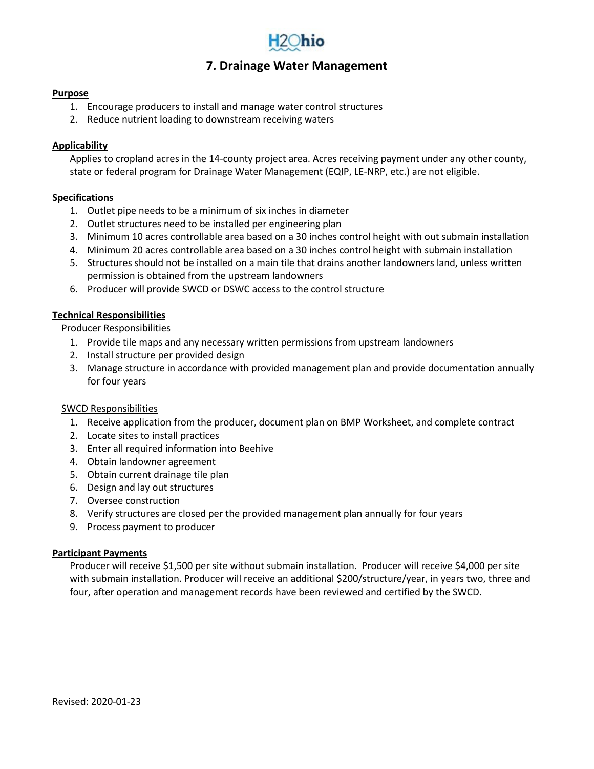H2Ohio

# 7. Drainage Water Management

**Purpose**

1. Encourage producers to install and manage water control structures
2. Reduce nutrient loading to downstream receiving waters

**Applicability**

Applies to cropland acres in the 14-county project area. Acres receiving payment under any other county, state or federal program for Drainage Water Management (EQIP, LE-NRP, etc.) are not eligible.

**Specifications**

1. Outlet pipe needs to be a minimum of six inches in diameter
2. Outlet structures need to be installed per engineering plan
3. Minimum 10 acres controllable area based on a 30 inches control height with out submain installation
4. Minimum 20 acres controllable area based on a 30 inches control height with submain installation
5. Structures should not be installed on a main tile that drains another landowners land, unless written permission is obtained from the upstream landowners
6. Producer will provide SWCD or DSWC access to the control structure

**Technical Responsibilities**

Producer Responsibilities

1. Provide tile maps and any necessary written permissions from upstream landowners
2. Install structure per provided design
3. Manage structure in accordance with provided management plan and provide documentation annually for four years

SWCD Responsibilities

1. Receive application from the producer, document plan on BMP Worksheet, and complete contract
2. Locate sites to install practices
3. Enter all required information into Beehive
4. Obtain landowner agreement
5. Obtain current drainage tile plan
6. Design and lay out structures
7. Oversee construction
8. Verify structures are closed per the provided management plan annually for four years
9. Process payment to producer

**Participant Payments**

Producer will receive $1,500 per site without submain installation. Producer will receive $4,000 per site with submain installation. Producer will receive an additional $200/structure/year, in years two, three and four, after operation and management records have been reviewed and certified by the SWCD.

Revised: 2020-01-23